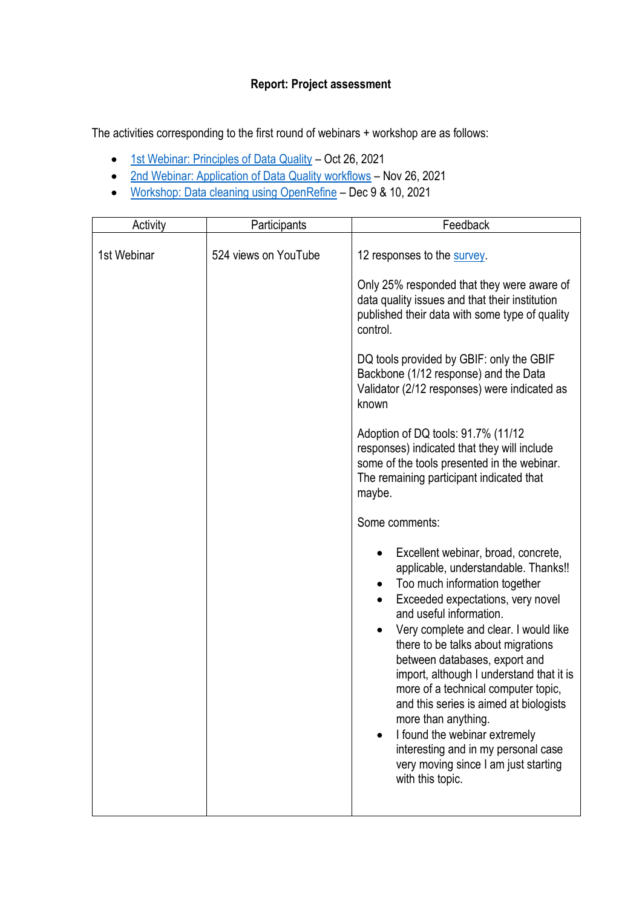**Report: Project assessment**

The activities corresponding to the first round of webinars + workshop are as follows:

- 1st Webinar: Principles of Data Quality – Oct 26, 2021
- 2nd Webinar: Application of Data Quality workflows – Nov 26, 2021
- Workshop: Data cleaning using OpenRefine – Dec 9 & 10, 2021

| Activity | Participants | Feedback |
|---|---|---|
| 1st Webinar | 524 views on YouTube | 12 responses to the survey.<br><br>Only 25% responded that they were aware of data quality issues and that their institution published their data with some type of quality control.<br><br>DQ tools provided by GBIF: only the GBIF Backbone (1/12 response) and the Data Validator (2/12 responses) were indicated as known<br><br>Adoption of DQ tools: 91.7% (11/12 responses) indicated that they will include some of the tools presented in the webinar. The remaining participant indicated that maybe.<br><br>Some comments:<br><br>• Excellent webinar, broad, concrete, applicable, understandable. Thanks!!<br>• Too much information together<br>• Exceeded expectations, very novel and useful information.<br>• Very complete and clear. I would like there to be talks about migrations between databases, export and import, although I understand that it is more of a technical computer topic, and this series is aimed at biologists more than anything.<br>• I found the webinar extremely interesting and in my personal case very moving since I am just starting with this topic. |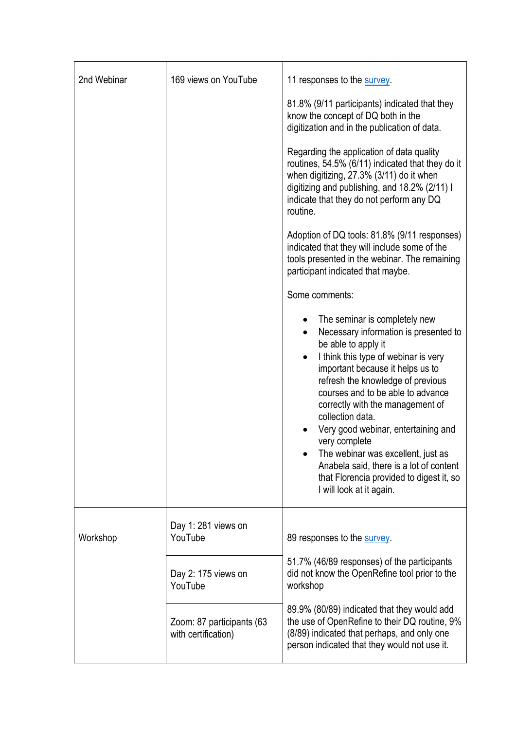| | | |
|---|---|---|
| 2nd Webinar | 169 views on YouTube | 11 responses to the [survey](). <br><br> 81.8% (9/11 participants) indicated that they know the concept of DQ both in the digitization and in the publication of data. <br><br> Regarding the application of data quality routines, 54.5% (6/11) indicated that they do it when digitizing, 27.3% (3/11) do it when digitizing and publishing, and 18.2% (2/11) I indicate that they do not perform any DQ routine. <br><br> Adoption of DQ tools: 81.8% (9/11 responses) indicated that they will include some of the tools presented in the webinar. The remaining participant indicated that maybe. <br><br> Some comments: <br><br> • The seminar is completely new <br> • Necessary information is presented to be able to apply it <br> • I think this type of webinar is very important because it helps us to refresh the knowledge of previous courses and to be able to advance correctly with the management of collection data. <br> • Very good webinar, entertaining and very complete <br> • The webinar was excellent, just as Anabela said, there is a lot of content that Florencia provided to digest it, so I will look at it again. |
| Workshop | Day 1: 281 views on YouTube <br><br> Day 2: 175 views on YouTube <br><br> Zoom: 87 participants (63 with certification) | 89 responses to the [survey](). <br><br> 51.7% (46/89 responses) of the participants did not know the OpenRefine tool prior to the workshop <br><br> 89.9% (80/89) indicated that they would add the use of OpenRefine to their DQ routine, 9% (8/89) indicated that perhaps, and only one person indicated that they would not use it. |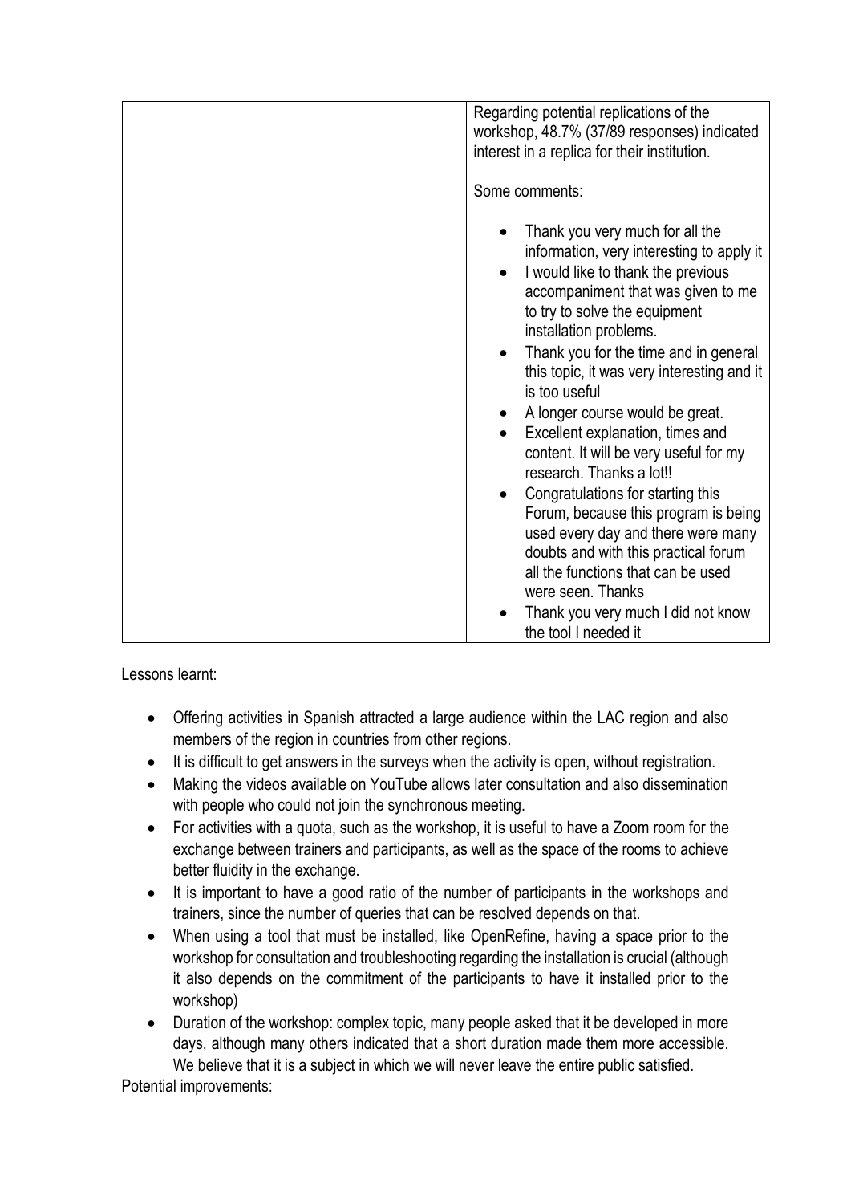| | | Regarding potential replications of the workshop, 48.7% (37/89 responses) indicated interest in a replica for their institution.<br><br>Some comments:<br><br>• Thank you very much for all the information, very interesting to apply it<br>• I would like to thank the previous accompaniment that was given to me to try to solve the equipment installation problems.<br>• Thank you for the time and in general this topic, it was very interesting and it is too useful<br>• A longer course would be great.<br>• Excellent explanation, times and content. It will be very useful for my research. Thanks a lot!!<br>• Congratulations for starting this Forum, because this program is being used every day and there were many doubts and with this practical forum all the functions that can be used were seen. Thanks<br>• Thank you very much I did not know the tool I needed it |
|---|---|---|

Lessons learnt:

- Offering activities in Spanish attracted a large audience within the LAC region and also members of the region in countries from other regions.
- It is difficult to get answers in the surveys when the activity is open, without registration.
- Making the videos available on YouTube allows later consultation and also dissemination with people who could not join the synchronous meeting.
- For activities with a quota, such as the workshop, it is useful to have a Zoom room for the exchange between trainers and participants, as well as the space of the rooms to achieve better fluidity in the exchange.
- It is important to have a good ratio of the number of participants in the workshops and trainers, since the number of queries that can be resolved depends on that.
- When using a tool that must be installed, like OpenRefine, having a space prior to the workshop for consultation and troubleshooting regarding the installation is crucial (although it also depends on the commitment of the participants to have it installed prior to the workshop)
- Duration of the workshop: complex topic, many people asked that it be developed in more days, although many others indicated that a short duration made them more accessible. We believe that it is a subject in which we will never leave the entire public satisfied.

Potential improvements: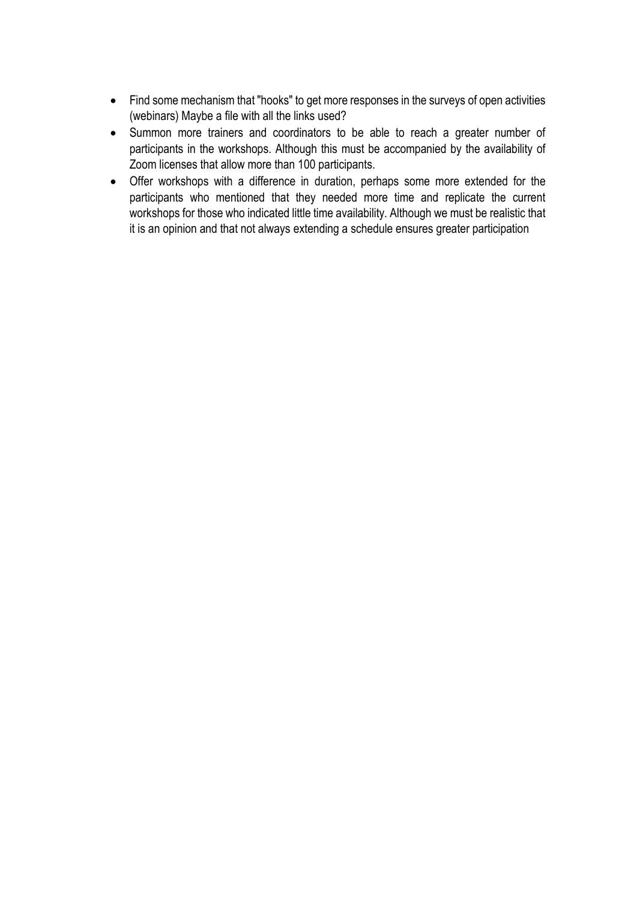- Find some mechanism that "hooks" to get more responses in the surveys of open activities (webinars) Maybe a file with all the links used?
- Summon more trainers and coordinators to be able to reach a greater number of participants in the workshops. Although this must be accompanied by the availability of Zoom licenses that allow more than 100 participants.
- Offer workshops with a difference in duration, perhaps some more extended for the participants who mentioned that they needed more time and replicate the current workshops for those who indicated little time availability. Although we must be realistic that it is an opinion and that not always extending a schedule ensures greater participation